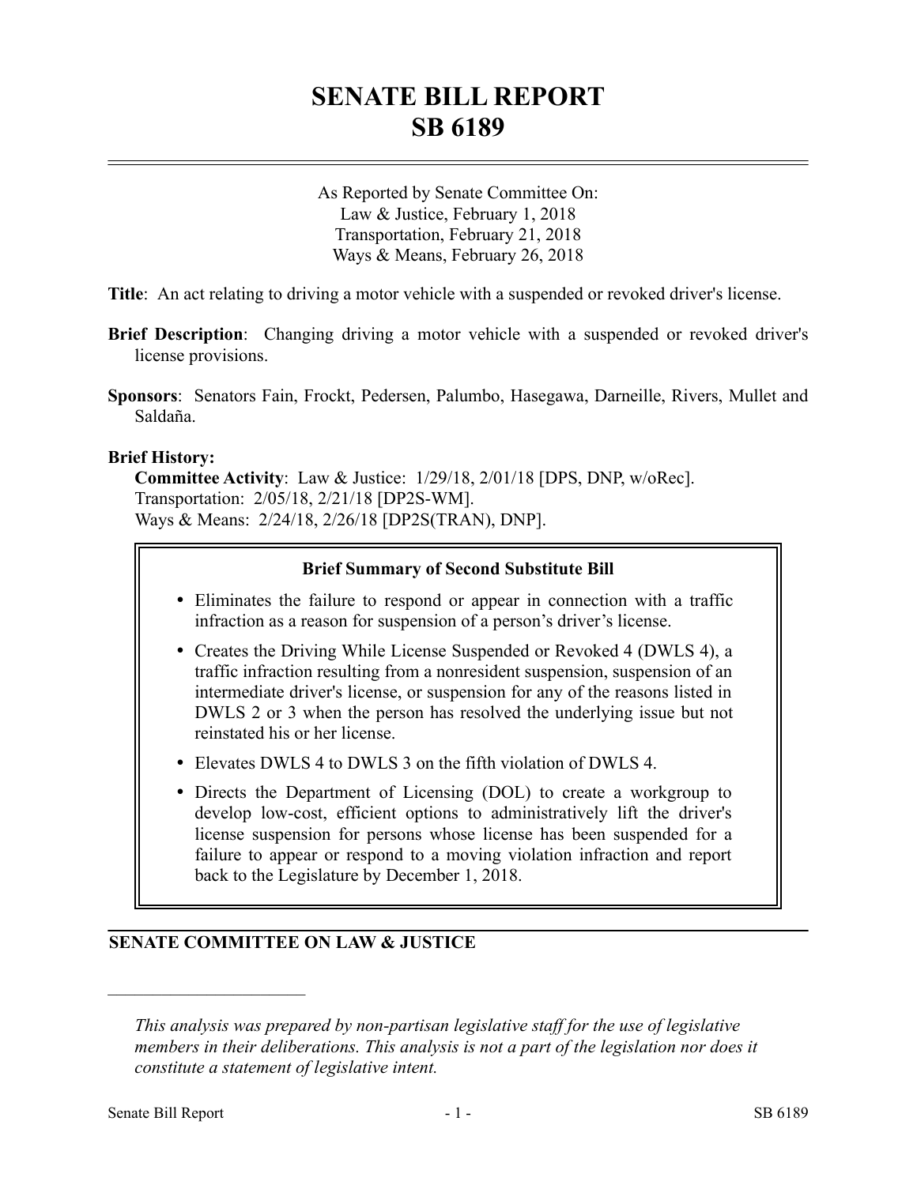# SENATE BILL REPORT
# SB 6189

As Reported by Senate Committee On:
Law & Justice, February 1, 2018
Transportation, February 21, 2018
Ways & Means, February 26, 2018

**Title**: An act relating to driving a motor vehicle with a suspended or revoked driver's license.

**Brief Description**: Changing driving a motor vehicle with a suspended or revoked driver's license provisions.

**Sponsors**: Senators Fain, Frockt, Pedersen, Palumbo, Hasegawa, Darneille, Rivers, Mullet and Saldaña.

**Brief History:**

**Committee Activity**: Law & Justice: 1/29/18, 2/01/18 [DPS, DNP, w/oRec].
Transportation: 2/05/18, 2/21/18 [DP2S-WM].
Ways & Means: 2/24/18, 2/26/18 [DP2S(TRAN), DNP].

**Brief Summary of Second Substitute Bill**

- Eliminates the failure to respond or appear in connection with a traffic infraction as a reason for suspension of a person's driver's license.
- Creates the Driving While License Suspended or Revoked 4 (DWLS 4), a traffic infraction resulting from a nonresident suspension, suspension of an intermediate driver's license, or suspension for any of the reasons listed in DWLS 2 or 3 when the person has resolved the underlying issue but not reinstated his or her license.
- Elevates DWLS 4 to DWLS 3 on the fifth violation of DWLS 4.
- Directs the Department of Licensing (DOL) to create a workgroup to develop low-cost, efficient options to administratively lift the driver's license suspension for persons whose license has been suspended for a failure to appear or respond to a moving violation infraction and report back to the Legislature by December 1, 2018.

## SENATE COMMITTEE ON LAW & JUSTICE

*This analysis was prepared by non-partisan legislative staff for the use of legislative members in their deliberations. This analysis is not a part of the legislation nor does it constitute a statement of legislative intent.*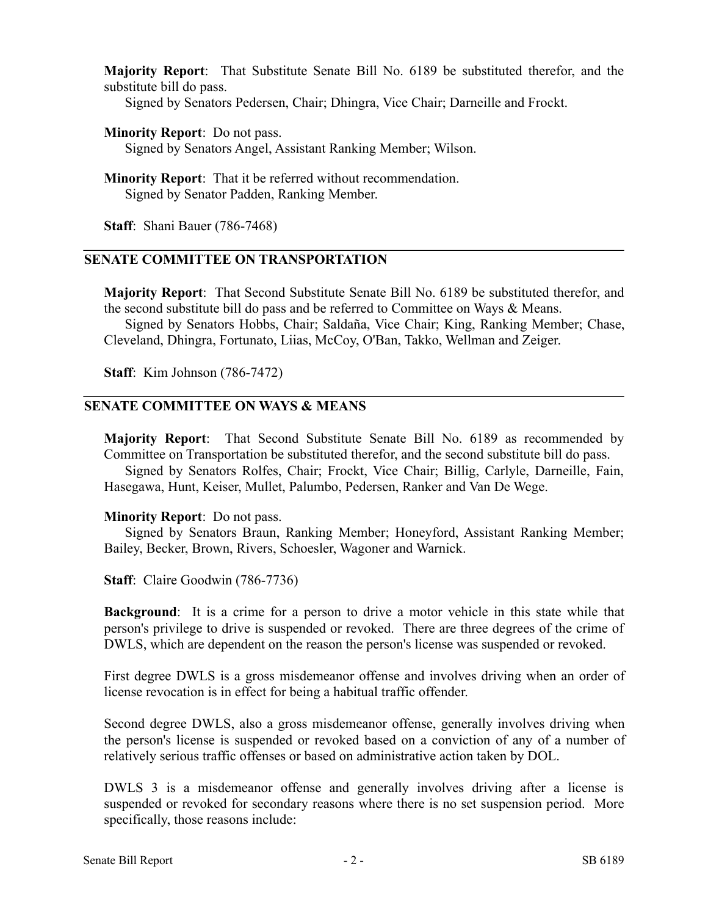**Majority Report**: That Substitute Senate Bill No. 6189 be substituted therefor, and the substitute bill do pass.
Signed by Senators Pedersen, Chair; Dhingra, Vice Chair; Darneille and Frockt.

**Minority Report**: Do not pass.
Signed by Senators Angel, Assistant Ranking Member; Wilson.

**Minority Report**: That it be referred without recommendation.
Signed by Senator Padden, Ranking Member.

**Staff**: Shani Bauer (786-7468)

## SENATE COMMITTEE ON TRANSPORTATION

**Majority Report**: That Second Substitute Senate Bill No. 6189 be substituted therefor, and the second substitute bill do pass and be referred to Committee on Ways & Means.
Signed by Senators Hobbs, Chair; Saldaña, Vice Chair; King, Ranking Member; Chase, Cleveland, Dhingra, Fortunato, Liias, McCoy, O'Ban, Takko, Wellman and Zeiger.

**Staff**: Kim Johnson (786-7472)

## SENATE COMMITTEE ON WAYS & MEANS

**Majority Report**: That Second Substitute Senate Bill No. 6189 as recommended by Committee on Transportation be substituted therefor, and the second substitute bill do pass.
Signed by Senators Rolfes, Chair; Frockt, Vice Chair; Billig, Carlyle, Darneille, Fain, Hasegawa, Hunt, Keiser, Mullet, Palumbo, Pedersen, Ranker and Van De Wege.

**Minority Report**: Do not pass.
Signed by Senators Braun, Ranking Member; Honeyford, Assistant Ranking Member; Bailey, Becker, Brown, Rivers, Schoesler, Wagoner and Warnick.

**Staff**: Claire Goodwin (786-7736)

**Background**: It is a crime for a person to drive a motor vehicle in this state while that person's privilege to drive is suspended or revoked. There are three degrees of the crime of DWLS, which are dependent on the reason the person's license was suspended or revoked.

First degree DWLS is a gross misdemeanor offense and involves driving when an order of license revocation is in effect for being a habitual traffic offender.

Second degree DWLS, also a gross misdemeanor offense, generally involves driving when the person's license is suspended or revoked based on a conviction of any of a number of relatively serious traffic offenses or based on administrative action taken by DOL.

DWLS 3 is a misdemeanor offense and generally involves driving after a license is suspended or revoked for secondary reasons where there is no set suspension period. More specifically, those reasons include: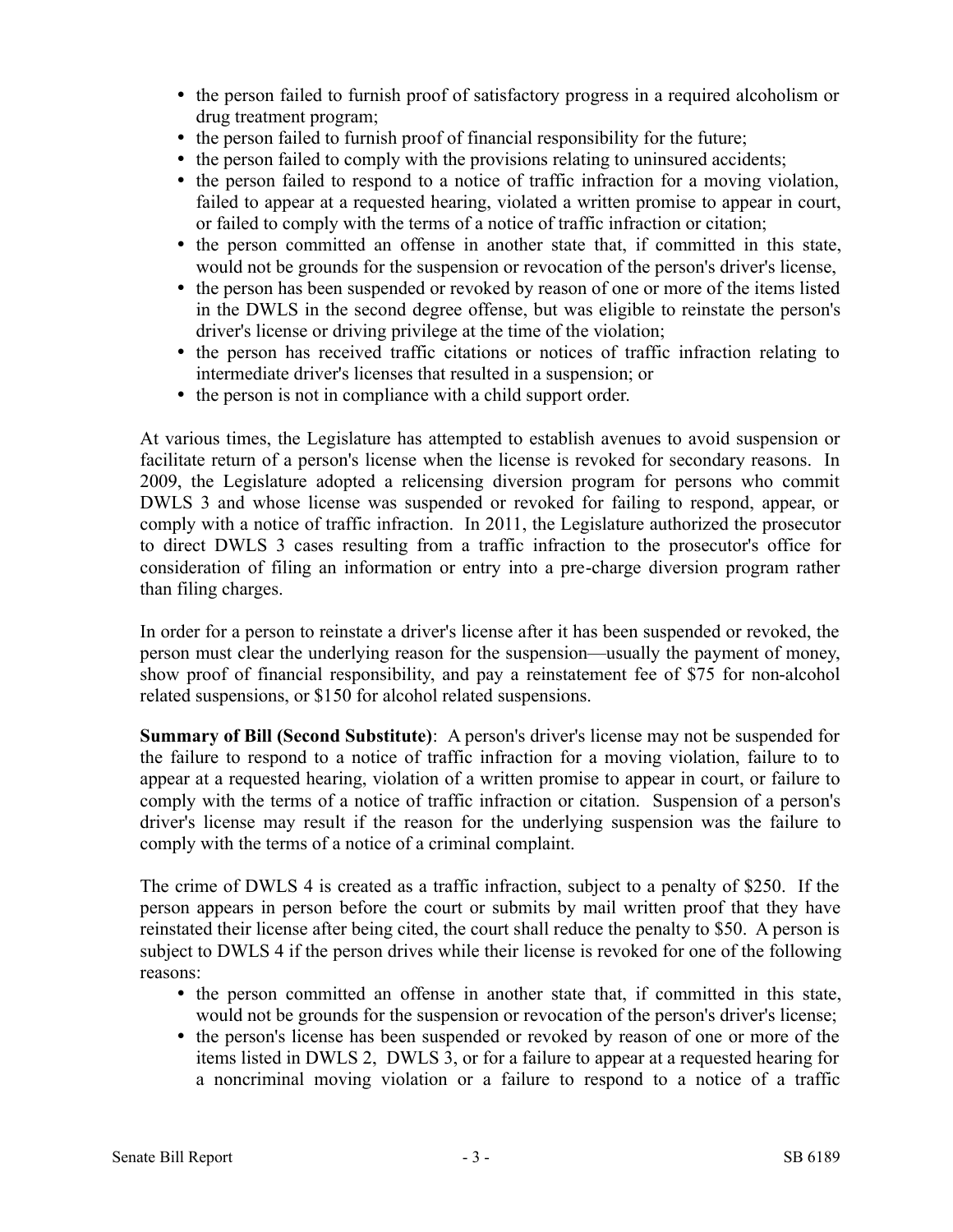- the person failed to furnish proof of satisfactory progress in a required alcoholism or drug treatment program;
- the person failed to furnish proof of financial responsibility for the future;
- the person failed to comply with the provisions relating to uninsured accidents;
- the person failed to respond to a notice of traffic infraction for a moving violation, failed to appear at a requested hearing, violated a written promise to appear in court, or failed to comply with the terms of a notice of traffic infraction or citation;
- the person committed an offense in another state that, if committed in this state, would not be grounds for the suspension or revocation of the person's driver's license,
- the person has been suspended or revoked by reason of one or more of the items listed in the DWLS in the second degree offense, but was eligible to reinstate the person's driver's license or driving privilege at the time of the violation;
- the person has received traffic citations or notices of traffic infraction relating to intermediate driver's licenses that resulted in a suspension; or
- the person is not in compliance with a child support order.

At various times, the Legislature has attempted to establish avenues to avoid suspension or facilitate return of a person's license when the license is revoked for secondary reasons. In 2009, the Legislature adopted a relicensing diversion program for persons who commit DWLS 3 and whose license was suspended or revoked for failing to respond, appear, or comply with a notice of traffic infraction. In 2011, the Legislature authorized the prosecutor to direct DWLS 3 cases resulting from a traffic infraction to the prosecutor's office for consideration of filing an information or entry into a pre-charge diversion program rather than filing charges.

In order for a person to reinstate a driver's license after it has been suspended or revoked, the person must clear the underlying reason for the suspension—usually the payment of money, show proof of financial responsibility, and pay a reinstatement fee of $75 for non-alcohol related suspensions, or $150 for alcohol related suspensions.

**Summary of Bill (Second Substitute)**: A person's driver's license may not be suspended for the failure to respond to a notice of traffic infraction for a moving violation, failure to to appear at a requested hearing, violation of a written promise to appear in court, or failure to comply with the terms of a notice of traffic infraction or citation. Suspension of a person's driver's license may result if the reason for the underlying suspension was the failure to comply with the terms of a notice of a criminal complaint.

The crime of DWLS 4 is created as a traffic infraction, subject to a penalty of $250. If the person appears in person before the court or submits by mail written proof that they have reinstated their license after being cited, the court shall reduce the penalty to $50. A person is subject to DWLS 4 if the person drives while their license is revoked for one of the following reasons:

- the person committed an offense in another state that, if committed in this state, would not be grounds for the suspension or revocation of the person's driver's license;
- the person's license has been suspended or revoked by reason of one or more of the items listed in DWLS 2, DWLS 3, or for a failure to appear at a requested hearing for a noncriminal moving violation or a failure to respond to a notice of a traffic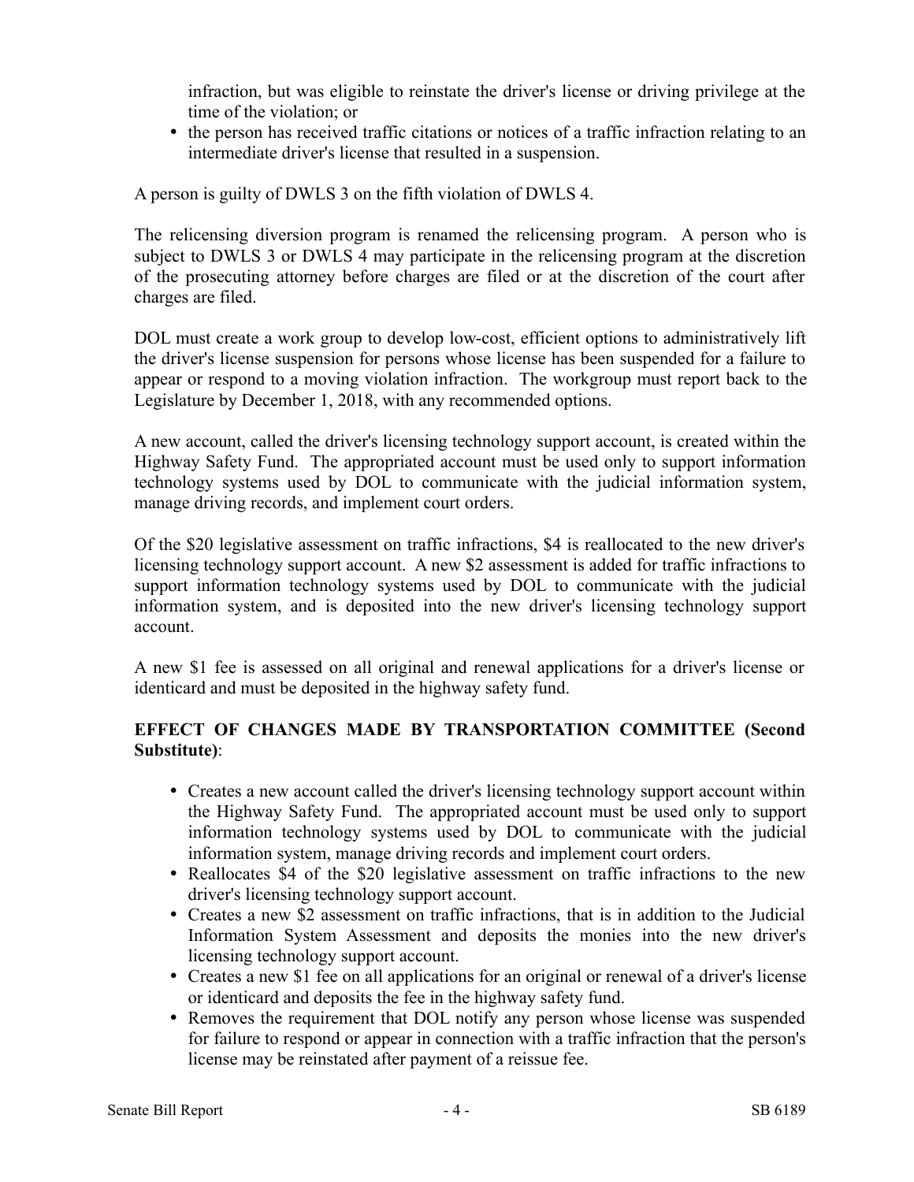infraction, but was eligible to reinstate the driver's license or driving privilege at the time of the violation; or
- the person has received traffic citations or notices of a traffic infraction relating to an intermediate driver's license that resulted in a suspension.

A person is guilty of DWLS 3 on the fifth violation of DWLS 4.

The relicensing diversion program is renamed the relicensing program. A person who is subject to DWLS 3 or DWLS 4 may participate in the relicensing program at the discretion of the prosecuting attorney before charges are filed or at the discretion of the court after charges are filed.

DOL must create a work group to develop low-cost, efficient options to administratively lift the driver's license suspension for persons whose license has been suspended for a failure to appear or respond to a moving violation infraction. The workgroup must report back to the Legislature by December 1, 2018, with any recommended options.

A new account, called the driver's licensing technology support account, is created within the Highway Safety Fund. The appropriated account must be used only to support information technology systems used by DOL to communicate with the judicial information system, manage driving records, and implement court orders.

Of the $20 legislative assessment on traffic infractions, $4 is reallocated to the new driver's licensing technology support account. A new $2 assessment is added for traffic infractions to support information technology systems used by DOL to communicate with the judicial information system, and is deposited into the new driver's licensing technology support account.

A new $1 fee is assessed on all original and renewal applications for a driver's license or identicard and must be deposited in the highway safety fund.

**EFFECT OF CHANGES MADE BY TRANSPORTATION COMMITTEE (Second Substitute)**:

- Creates a new account called the driver's licensing technology support account within the Highway Safety Fund. The appropriated account must be used only to support information technology systems used by DOL to communicate with the judicial information system, manage driving records and implement court orders.
- Reallocates $4 of the $20 legislative assessment on traffic infractions to the new driver's licensing technology support account.
- Creates a new $2 assessment on traffic infractions, that is in addition to the Judicial Information System Assessment and deposits the monies into the new driver's licensing technology support account.
- Creates a new $1 fee on all applications for an original or renewal of a driver's license or identicard and deposits the fee in the highway safety fund.
- Removes the requirement that DOL notify any person whose license was suspended for failure to respond or appear in connection with a traffic infraction that the person's license may be reinstated after payment of a reissue fee.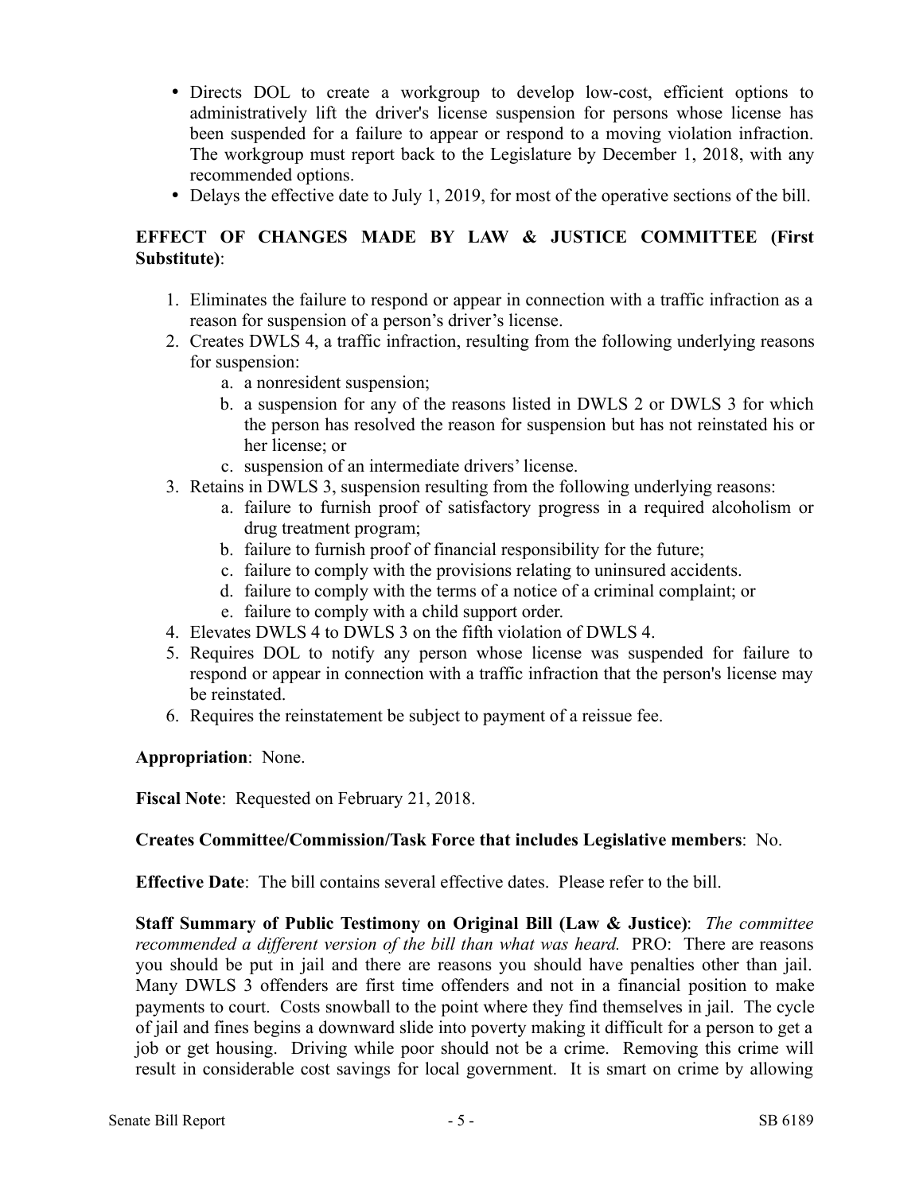- Directs DOL to create a workgroup to develop low-cost, efficient options to administratively lift the driver's license suspension for persons whose license has been suspended for a failure to appear or respond to a moving violation infraction. The workgroup must report back to the Legislature by December 1, 2018, with any recommended options.
- Delays the effective date to July 1, 2019, for most of the operative sections of the bill.

**EFFECT OF CHANGES MADE BY LAW & JUSTICE COMMITTEE (First Substitute)**:

1. Eliminates the failure to respond or appear in connection with a traffic infraction as a reason for suspension of a person's driver's license.
2. Creates DWLS 4, a traffic infraction, resulting from the following underlying reasons for suspension:
   a. a nonresident suspension;
   b. a suspension for any of the reasons listed in DWLS 2 or DWLS 3 for which the person has resolved the reason for suspension but has not reinstated his or her license; or
   c. suspension of an intermediate drivers' license.
3. Retains in DWLS 3, suspension resulting from the following underlying reasons:
   a. failure to furnish proof of satisfactory progress in a required alcoholism or drug treatment program;
   b. failure to furnish proof of financial responsibility for the future;
   c. failure to comply with the provisions relating to uninsured accidents.
   d. failure to comply with the terms of a notice of a criminal complaint; or
   e. failure to comply with a child support order.
4. Elevates DWLS 4 to DWLS 3 on the fifth violation of DWLS 4.
5. Requires DOL to notify any person whose license was suspended for failure to respond or appear in connection with a traffic infraction that the person's license may be reinstated.
6. Requires the reinstatement be subject to payment of a reissue fee.

**Appropriation**: None.

**Fiscal Note**: Requested on February 21, 2018.

**Creates Committee/Commission/Task Force that includes Legislative members**: No.

**Effective Date**: The bill contains several effective dates. Please refer to the bill.

**Staff Summary of Public Testimony on Original Bill (Law & Justice)**: *The committee recommended a different version of the bill than what was heard.* PRO: There are reasons you should be put in jail and there are reasons you should have penalties other than jail. Many DWLS 3 offenders are first time offenders and not in a financial position to make payments to court. Costs snowball to the point where they find themselves in jail. The cycle of jail and fines begins a downward slide into poverty making it difficult for a person to get a job or get housing. Driving while poor should not be a crime. Removing this crime will result in considerable cost savings for local government. It is smart on crime by allowing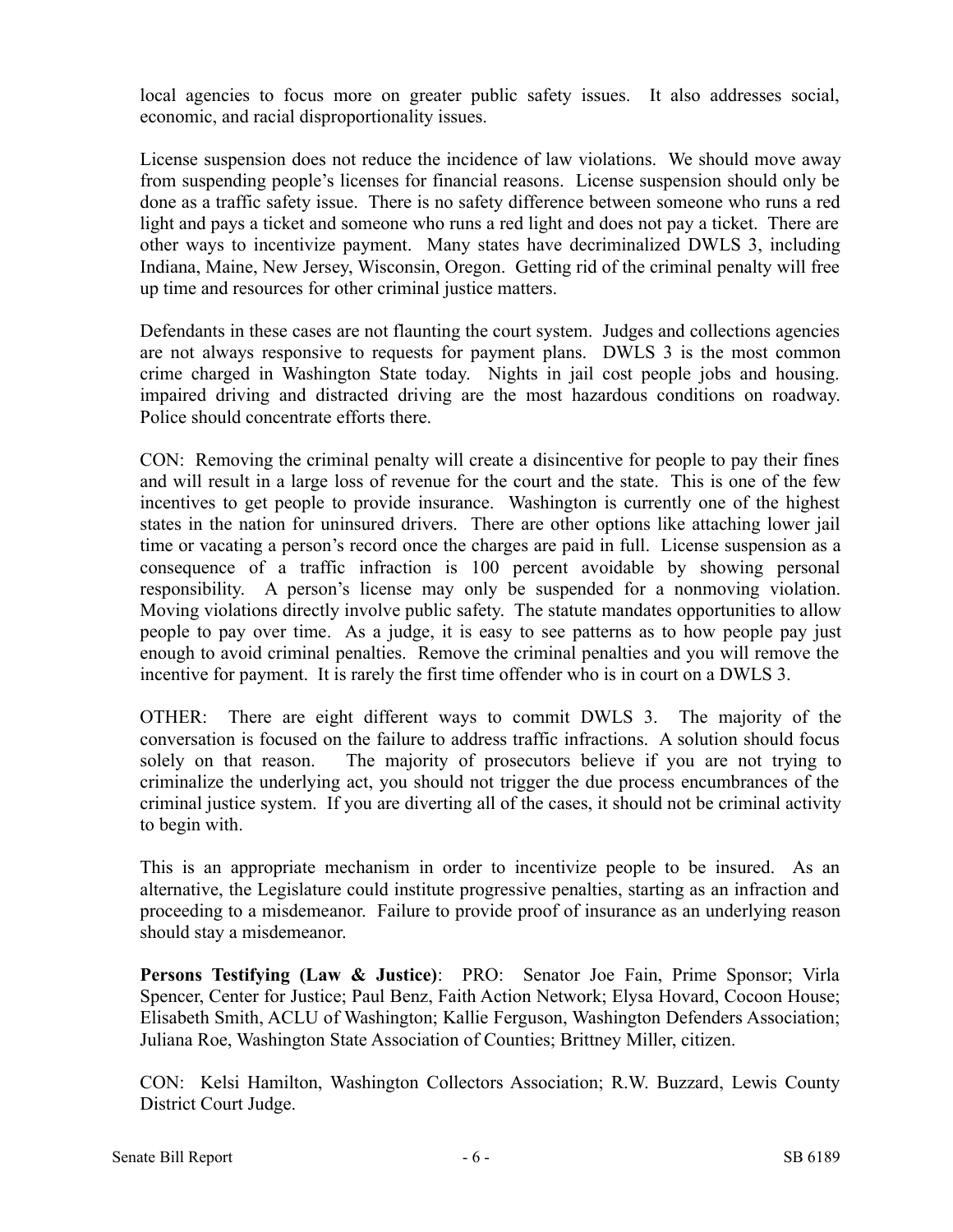local agencies to focus more on greater public safety issues. It also addresses social, economic, and racial disproportionality issues.

License suspension does not reduce the incidence of law violations. We should move away from suspending people's licenses for financial reasons. License suspension should only be done as a traffic safety issue. There is no safety difference between someone who runs a red light and pays a ticket and someone who runs a red light and does not pay a ticket. There are other ways to incentivize payment. Many states have decriminalized DWLS 3, including Indiana, Maine, New Jersey, Wisconsin, Oregon. Getting rid of the criminal penalty will free up time and resources for other criminal justice matters.

Defendants in these cases are not flaunting the court system. Judges and collections agencies are not always responsive to requests for payment plans. DWLS 3 is the most common crime charged in Washington State today. Nights in jail cost people jobs and housing. impaired driving and distracted driving are the most hazardous conditions on roadway. Police should concentrate efforts there.

CON: Removing the criminal penalty will create a disincentive for people to pay their fines and will result in a large loss of revenue for the court and the state. This is one of the few incentives to get people to provide insurance. Washington is currently one of the highest states in the nation for uninsured drivers. There are other options like attaching lower jail time or vacating a person's record once the charges are paid in full. License suspension as a consequence of a traffic infraction is 100 percent avoidable by showing personal responsibility. A person's license may only be suspended for a nonmoving violation. Moving violations directly involve public safety. The statute mandates opportunities to allow people to pay over time. As a judge, it is easy to see patterns as to how people pay just enough to avoid criminal penalties. Remove the criminal penalties and you will remove the incentive for payment. It is rarely the first time offender who is in court on a DWLS 3.

OTHER: There are eight different ways to commit DWLS 3. The majority of the conversation is focused on the failure to address traffic infractions. A solution should focus solely on that reason. The majority of prosecutors believe if you are not trying to criminalize the underlying act, you should not trigger the due process encumbrances of the criminal justice system. If you are diverting all of the cases, it should not be criminal activity to begin with.

This is an appropriate mechanism in order to incentivize people to be insured. As an alternative, the Legislature could institute progressive penalties, starting as an infraction and proceeding to a misdemeanor. Failure to provide proof of insurance as an underlying reason should stay a misdemeanor.

**Persons Testifying (Law & Justice)**: PRO: Senator Joe Fain, Prime Sponsor; Virla Spencer, Center for Justice; Paul Benz, Faith Action Network; Elysa Hovard, Cocoon House; Elisabeth Smith, ACLU of Washington; Kallie Ferguson, Washington Defenders Association; Juliana Roe, Washington State Association of Counties; Brittney Miller, citizen.

CON: Kelsi Hamilton, Washington Collectors Association; R.W. Buzzard, Lewis County District Court Judge.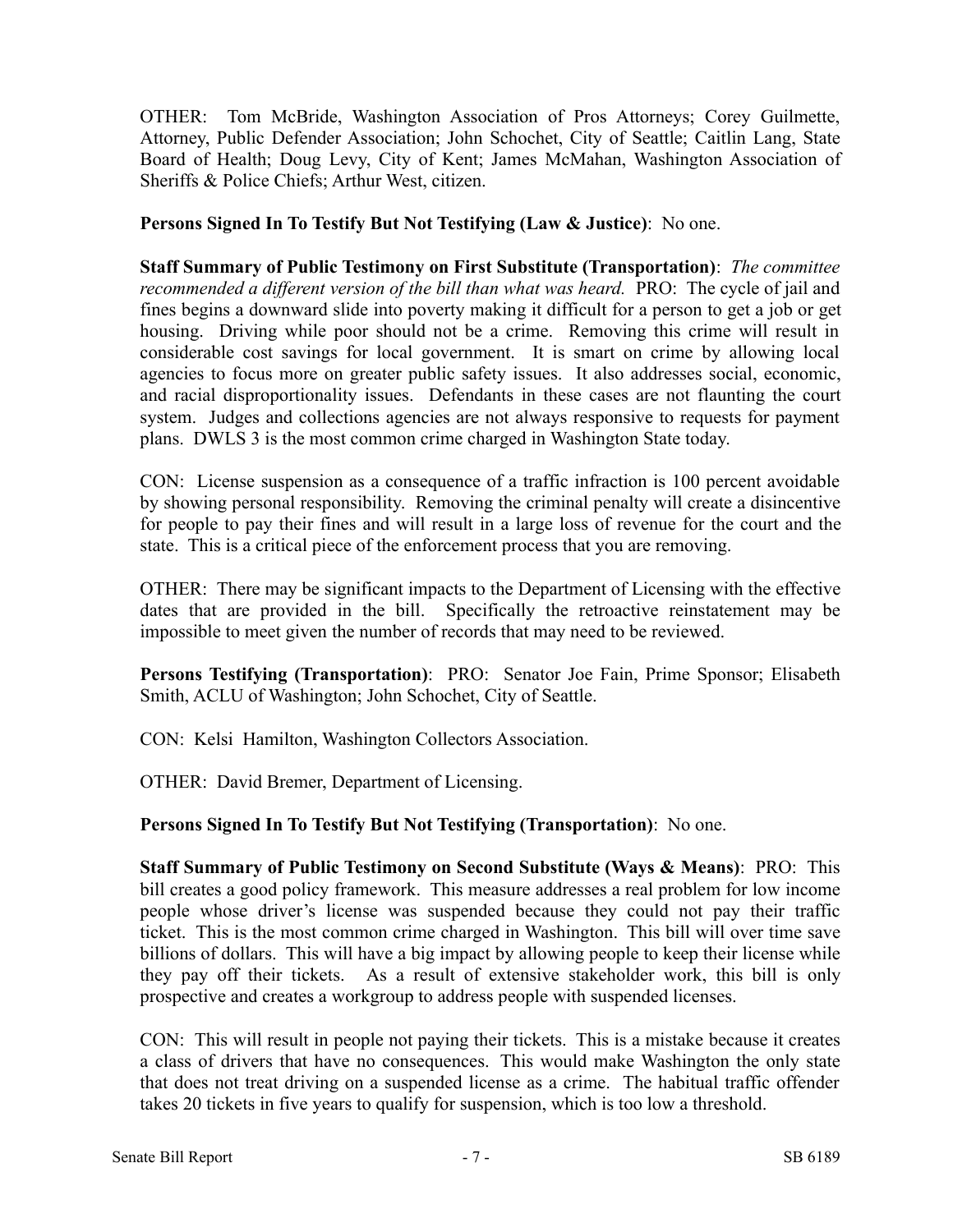OTHER: Tom McBride, Washington Association of Pros Attorneys; Corey Guilmette, Attorney, Public Defender Association; John Schochet, City of Seattle; Caitlin Lang, State Board of Health; Doug Levy, City of Kent; James McMahan, Washington Association of Sheriffs & Police Chiefs; Arthur West, citizen.

**Persons Signed In To Testify But Not Testifying (Law & Justice)**: No one.

**Staff Summary of Public Testimony on First Substitute (Transportation)**: *The committee recommended a different version of the bill than what was heard.* PRO: The cycle of jail and fines begins a downward slide into poverty making it difficult for a person to get a job or get housing. Driving while poor should not be a crime. Removing this crime will result in considerable cost savings for local government. It is smart on crime by allowing local agencies to focus more on greater public safety issues. It also addresses social, economic, and racial disproportionality issues. Defendants in these cases are not flaunting the court system. Judges and collections agencies are not always responsive to requests for payment plans. DWLS 3 is the most common crime charged in Washington State today.

CON: License suspension as a consequence of a traffic infraction is 100 percent avoidable by showing personal responsibility. Removing the criminal penalty will create a disincentive for people to pay their fines and will result in a large loss of revenue for the court and the state. This is a critical piece of the enforcement process that you are removing.

OTHER: There may be significant impacts to the Department of Licensing with the effective dates that are provided in the bill. Specifically the retroactive reinstatement may be impossible to meet given the number of records that may need to be reviewed.

**Persons Testifying (Transportation)**: PRO: Senator Joe Fain, Prime Sponsor; Elisabeth Smith, ACLU of Washington; John Schochet, City of Seattle.

CON: Kelsi Hamilton, Washington Collectors Association.

OTHER: David Bremer, Department of Licensing.

**Persons Signed In To Testify But Not Testifying (Transportation)**: No one.

**Staff Summary of Public Testimony on Second Substitute (Ways & Means)**: PRO: This bill creates a good policy framework. This measure addresses a real problem for low income people whose driver's license was suspended because they could not pay their traffic ticket. This is the most common crime charged in Washington. This bill will over time save billions of dollars. This will have a big impact by allowing people to keep their license while they pay off their tickets. As a result of extensive stakeholder work, this bill is only prospective and creates a workgroup to address people with suspended licenses.

CON: This will result in people not paying their tickets. This is a mistake because it creates a class of drivers that have no consequences. This would make Washington the only state that does not treat driving on a suspended license as a crime. The habitual traffic offender takes 20 tickets in five years to qualify for suspension, which is too low a threshold.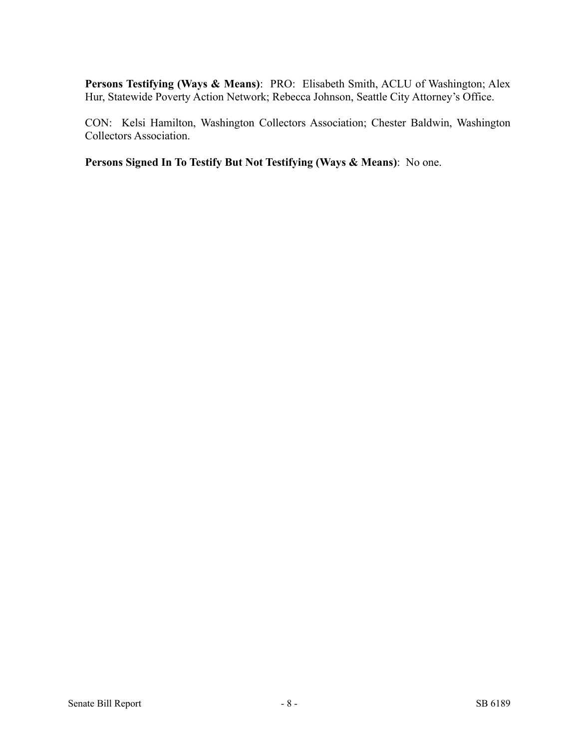**Persons Testifying (Ways & Means)**: PRO: Elisabeth Smith, ACLU of Washington; Alex Hur, Statewide Poverty Action Network; Rebecca Johnson, Seattle City Attorney's Office.

CON: Kelsi Hamilton, Washington Collectors Association; Chester Baldwin, Washington Collectors Association.

**Persons Signed In To Testify But Not Testifying (Ways & Means)**: No one.